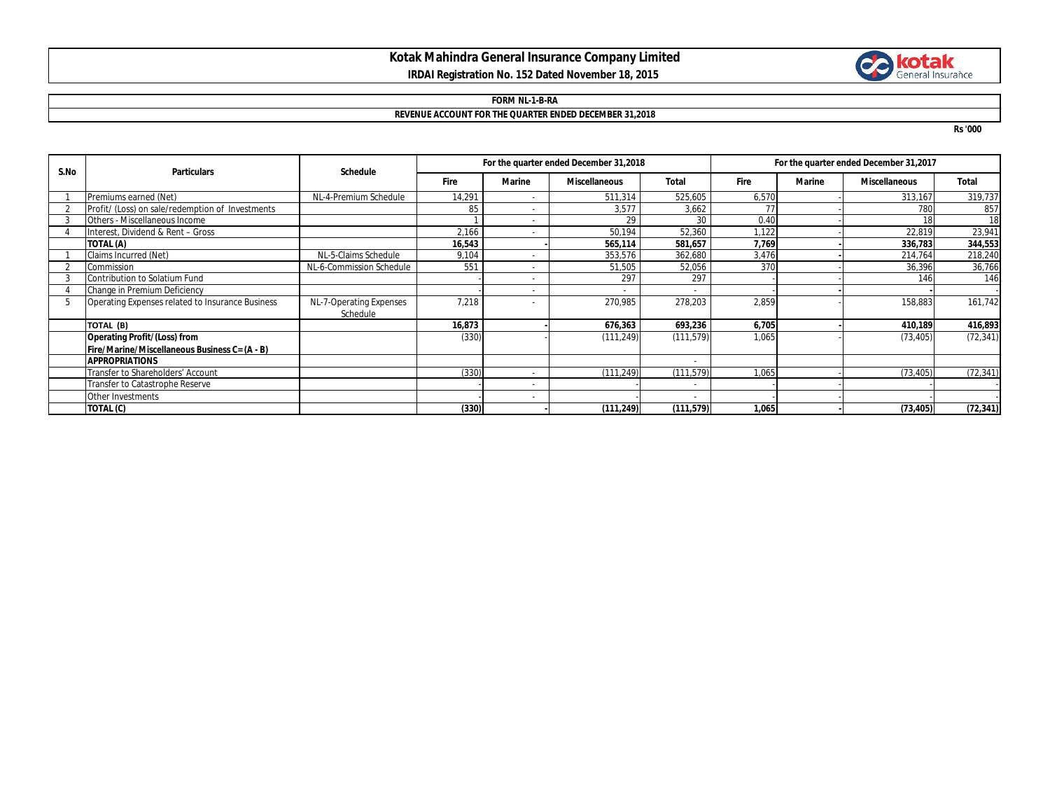# Kotak Mahindra General Insurance Company Limited

**IRDAI Registration No. 152 Dated November 18, 2015**

**FORM NL-1-B-RA**

**REVENUE ACCOUNT FOR THE QUARTER ENDED DECEMBER 31,2018**

Rs '000

| S.No | Particulars | Schedule | For the quarter ended December 31,2018 | | | | For the quarter ended December 31,2017 | | | |
|---|---|---|---|---|---|---|---|---|---|---|
| | | | Fire | Marine | Miscellaneous | Total | Fire | Marine | Miscellaneous | Total |
| 1 | Premiums earned (Net) | NL-4-Premium Schedule | 14,291 | - | 511,314 | 525,605 | 6,570 | - | 313,167 | 319,737 |
| 2 | Profit/ (Loss) on sale/redemption of Investments | | 85 | - | 3,577 | 3,662 | 77 | - | 780 | 857 |
| 3 | Others - Miscellaneous Income | | 1 | - | 29 | 30 | 0.40 | - | 18 | 18 |
| 4 | Interest, Dividend & Rent – Gross | | 2,166 | - | 50,194 | 52,360 | 1,122 | - | 22,819 | 23,941 |
| | **TOTAL (A)** | | **16,543** | **-** | **565,114** | **581,657** | **7,769** | **-** | **336,783** | **344,553** |
| 1 | Claims Incurred (Net) | NL-5-Claims Schedule | 9,104 | - | 353,576 | 362,680 | 3,476 | - | 214,764 | 218,240 |
| 2 | Commission | NL-6-Commission Schedule | 551 | - | 51,505 | 52,056 | 370 | - | 36,396 | 36,766 |
| 3 | Contribution to Solatium Fund | | - | - | 297 | 297 | - | - | 146 | 146 |
| 4 | Change in Premium Deficiency | | - | - | - | - | - | - | - | - |
| 5 | Operating Expenses related to Insurance Business | NL-7-Operating Expenses Schedule | 7,218 | - | 270,985 | 278,203 | 2,859 | - | 158,883 | 161,742 |
| | **TOTAL (B)** | | **16,873** | **-** | **676,363** | **693,236** | **6,705** | **-** | **410,189** | **416,893** |
| | **Operating Profit/(Loss) from Fire/Marine/Miscellaneous Business C= (A - B)** | | (330) | - | (111,249) | (111,579) | 1,065 | - | (73,405) | (72,341) |
| | **APPROPRIATIONS** | | | | | - | | | | |
| | Transfer to Shareholders' Account | | (330) | - | (111,249) | (111,579) | 1,065 | - | (73,405) | (72,341) |
| | Transfer to Catastrophe Reserve | | - | - | - | - | - | - | - | - |
| | Other Investments | | - | - | - | - | - | - | - | - |
| | **TOTAL (C)** | | **(330)** | **-** | **(111,249)** | **(111,579)** | **1,065** | **-** | **(73,405)** | **(72,341)** |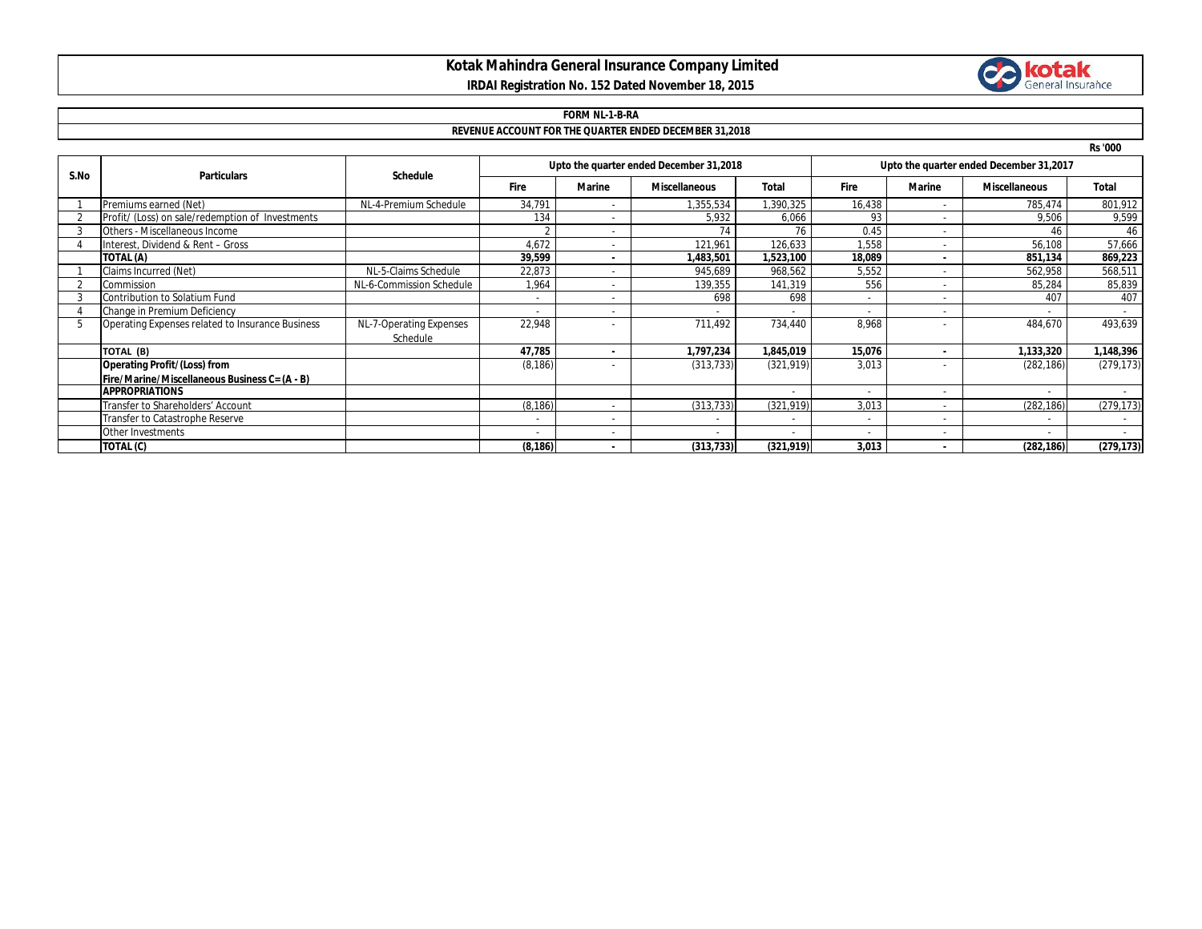# Kotak Mahindra General Insurance Company Limited

**IRDAI Registration No. 152 Dated November 18, 2015**

**FORM NL-1-B-RA**

**REVENUE ACCOUNT FOR THE QUARTER ENDED DECEMBER 31,2018**

Rs '000

| S.No | Particulars | Schedule | Upto the quarter ended December 31,2018 | | | | Upto the quarter ended December 31,2017 | | | |
|---|---|---|---|---|---|---|---|---|---|---|
| | | | Fire | Marine | Miscellaneous | Total | Fire | Marine | Miscellaneous | Total |
| 1 | Premiums earned (Net) | NL-4-Premium Schedule | 34,791 | - | 1,355,534 | 1,390,325 | 16,438 | - | 785,474 | 801,912 |
| 2 | Profit/ (Loss) on sale/redemption of Investments | | 134 | - | 5,932 | 6,066 | 93 | - | 9,506 | 9,599 |
| 3 | Others - Miscellaneous Income | | 2 | - | 74 | 76 | 0.45 | - | 46 | 46 |
| 4 | Interest, Dividend & Rent – Gross | | 4,672 | - | 121,961 | 126,633 | 1,558 | - | 56,108 | 57,666 |
| | **TOTAL (A)** | | **39,599** | **-** | **1,483,501** | **1,523,100** | **18,089** | **-** | **851,134** | **869,223** |
| 1 | Claims Incurred (Net) | NL-5-Claims Schedule | 22,873 | - | 945,689 | 968,562 | 5,552 | - | 562,958 | 568,511 |
| 2 | Commission | NL-6-Commission Schedule | 1,964 | - | 139,355 | 141,319 | 556 | - | 85,284 | 85,839 |
| 3 | Contribution to Solatium Fund | | - | - | 698 | 698 | - | - | 407 | 407 |
| 4 | Change in Premium Deficiency | | - | - | - | - | - | - | - | - |
| 5 | Operating Expenses related to Insurance Business | NL-7-Operating Expenses Schedule | 22,948 | - | 711,492 | 734,440 | 8,968 | - | 484,670 | 493,639 |
| | **TOTAL (B)** | | **47,785** | **-** | **1,797,234** | **1,845,019** | **15,076** | **-** | **1,133,320** | **1,148,396** |
| | **Operating Profit/(Loss) from Fire/Marine/Miscellaneous Business C= (A - B)** | | (8,186) | - | (313,733) | (321,919) | 3,013 | - | (282,186) | (279,173) |
| | **APPROPRIATIONS** | | | | | - | - | - | - | - |
| | Transfer to Shareholders' Account | | (8,186) | - | (313,733) | (321,919) | 3,013 | - | (282,186) | (279,173) |
| | Transfer to Catastrophe Reserve | | - | - | - | - | - | - | - | - |
| | Other Investments | | - | - | - | - | - | - | - | - |
| | **TOTAL (C)** | | **(8,186)** | **-** | **(313,733)** | **(321,919)** | **3,013** | **-** | **(282,186)** | **(279,173)** |